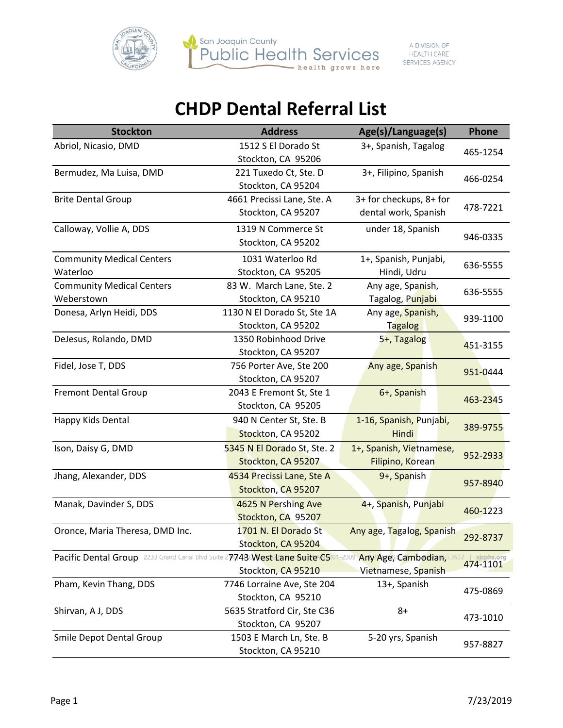San Joaquin County Public Health Services — health grows here

A DIVISION OF HEALTH CARE SERVICES AGENCY

# CHDP Dental Referral List

| Stockton | Address | Age(s)/Language(s) | Phone |
|---|---|---|---|
| Abriol, Nicasio, DMD | 1512 S El Dorado St Stockton, CA 95206 | 3+, Spanish, Tagalog | 465-1254 |
| Bermudez, Ma Luisa, DMD | 221 Tuxedo Ct, Ste. D Stockton, CA 95204 | 3+, Filipino, Spanish | 466-0254 |
| Brite Dental Group | 4661 Precissi Lane, Ste. A Stockton, CA 95207 | 3+ for checkups, 8+ for dental work, Spanish | 478-7221 |
| Calloway, Vollie A, DDS | 1319 N Commerce St Stockton, CA 95202 | under 18, Spanish | 946-0335 |
| Community Medical Centers Waterloo | 1031 Waterloo Rd Stockton, CA 95205 | 1+, Spanish, Punjabi, Hindi, Udru | 636-5555 |
| Community Medical Centers Weberstown | 83 W. March Lane, Ste. 2 Stockton, CA 95210 | Any age, Spanish, Tagalog, Punjabi | 636-5555 |
| Donesa, Arlyn Heidi, DDS | 1130 N El Dorado St, Ste 1A Stockton, CA 95202 | Any age, Spanish, Tagalog | 939-1100 |
| DeJesus, Rolando, DMD | 1350 Robinhood Drive Stockton, CA 95207 | 5+, Tagalog | 451-3155 |
| Fidel, Jose T, DDS | 756 Porter Ave, Ste 200 Stockton, CA 95207 | Any age, Spanish | 951-0444 |
| Fremont Dental Group | 2043 E Fremont St, Ste 1 Stockton, CA 95205 | 6+, Spanish | 463-2345 |
| Happy Kids Dental | 940 N Center St, Ste. B Stockton, CA 95202 | 1-16, Spanish, Punjabi, Hindi | 389-9755 |
| Ison, Daisy G, DMD | 5345 N El Dorado St, Ste. 2 Stockton, CA 95207 | 1+, Spanish, Vietnamese, Filipino, Korean | 952-2933 |
| Jhang, Alexander, DDS | 4534 Precissi Lane, Ste A Stockton, CA 95207 | 9+, Spanish | 957-8940 |
| Manak, Davinder S, DDS | 4625 N Pershing Ave Stockton, CA 95207 | 4+, Spanish, Punjabi | 460-1223 |
| Oronce, Maria Theresa, DMD Inc. | 1701 N. El Dorado St Stockton, CA 95204 | Any age, Tagalog, Spanish | 292-8737 |
| Pacific Dental Group | 7743 West Lane Suite C5 Stockton, CA 95210 | Any Age, Cambodian, Vietnamese, Spanish | 474-1101 |
| Pham, Kevin Thang, DDS | 7746 Lorraine Ave, Ste 204 Stockton, CA 95210 | 13+, Spanish | 475-0869 |
| Shirvan, A J, DDS | 5635 Stratford Cir, Ste C36 Stockton, CA 95207 | 8+ | 473-1010 |
| Smile Depot Dental Group | 1503 E March Ln, Ste. B Stockton, CA 95210 | 5-20 yrs, Spanish | 957-8827 |

7/23/2019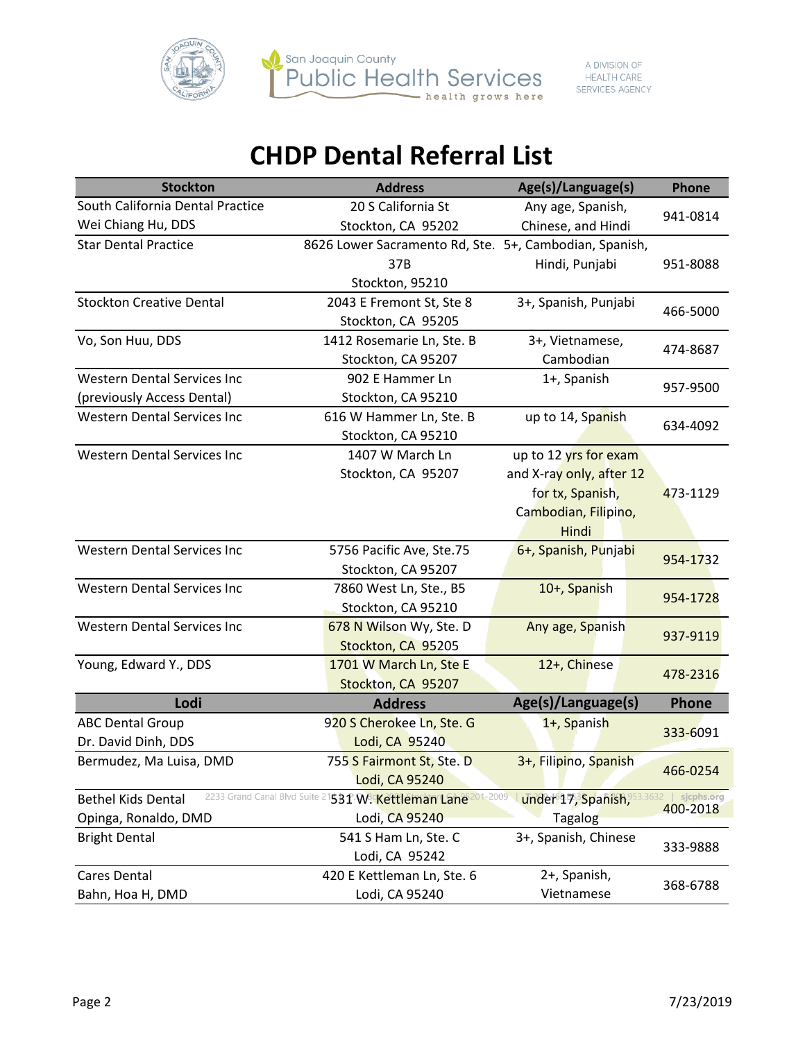# CHDP Dental Referral List

| Stockton | Address | Age(s)/Language(s) | Phone |
|---|---|---|---|
| South California Dental Practice Wei Chiang Hu, DDS | 20 S California St Stockton, CA 95202 | Any age, Spanish, Chinese, and Hindi | 941-0814 |
| Star Dental Practice | 8626 Lower Sacramento Rd, Ste. 37B Stockton, 95210 | 5+, Cambodian, Spanish, Hindi, Punjabi | 951-8088 |
| Stockton Creative Dental | 2043 E Fremont St, Ste 8 Stockton, CA 95205 | 3+, Spanish, Punjabi | 466-5000 |
| Vo, Son Huu, DDS | 1412 Rosemarie Ln, Ste. B Stockton, CA 95207 | 3+, Vietnamese, Cambodian | 474-8687 |
| Western Dental Services Inc (previously Access Dental) | 902 E Hammer Ln Stockton, CA 95210 | 1+, Spanish | 957-9500 |
| Western Dental Services Inc | 616 W Hammer Ln, Ste. B Stockton, CA 95210 | up to 14, Spanish | 634-4092 |
| Western Dental Services Inc | 1407 W March Ln Stockton, CA 95207 | up to 12 yrs for exam and X-ray only, after 12 for tx, Spanish, Cambodian, Filipino, Hindi | 473-1129 |
| Western Dental Services Inc | 5756 Pacific Ave, Ste.75 Stockton, CA 95207 | 6+, Spanish, Punjabi | 954-1732 |
| Western Dental Services Inc | 7860 West Ln, Ste., B5 Stockton, CA 95210 | 10+, Spanish | 954-1728 |
| Western Dental Services Inc | 678 N Wilson Wy, Ste. D Stockton, CA 95205 | Any age, Spanish | 937-9119 |
| Young, Edward Y., DDS | 1701 W March Ln, Ste E Stockton, CA 95207 | 12+, Chinese | 478-2316 |
| **Lodi** | **Address** | **Age(s)/Language(s)** | **Phone** |
| ABC Dental Group Dr. David Dinh, DDS | 920 S Cherokee Ln, Ste. G Lodi, CA 95240 | 1+, Spanish | 333-6091 |
| Bermudez, Ma Luisa, DMD | 755 S Fairmont St, Ste. D Lodi, CA 95240 | 3+, Filipino, Spanish | 466-0254 |
| Bethel Kids Dental Opinga, Ronaldo, DMD | 531 W. Kettleman Lane Lodi, CA 95240 | under 17, Spanish, Tagalog | 400-2018 |
| Bright Dental | 541 S Ham Ln, Ste. C Lodi, CA 95242 | 3+, Spanish, Chinese | 333-9888 |
| Cares Dental Bahn, Hoa H, DMD | 420 E Kettleman Ln, Ste. 6 Lodi, CA 95240 | 2+, Spanish, Vietnamese | 368-6788 |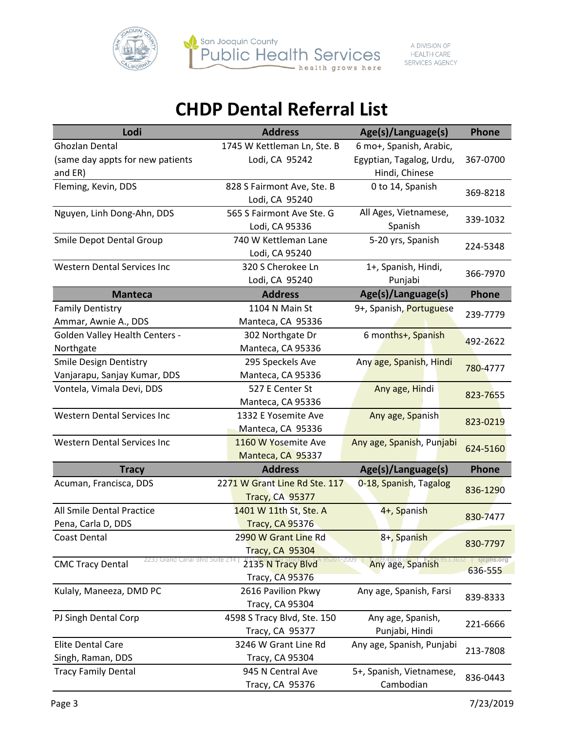San Joaquin County Public Health Services
health grows here

A DIVISION OF HEALTH CARE SERVICES AGENCY

# CHDP Dental Referral List

| Lodi | Address | Age(s)/Language(s) | Phone |
|---|---|---|---|
| Ghozlan Dental (same day appts for new patients and ER) | 1745 W Kettleman Ln, Ste. B Lodi, CA 95242 | 6 mo+, Spanish, Arabic, Egyptian, Tagalog, Urdu, Hindi, Chinese | 367-0700 |
| Fleming, Kevin, DDS | 828 S Fairmont Ave, Ste. B Lodi, CA 95240 | 0 to 14, Spanish | 369-8218 |
| Nguyen, Linh Dong-Ahn, DDS | 565 S Fairmont Ave Ste. G Lodi, CA 95336 | All Ages, Vietnamese, Spanish | 339-1032 |
| Smile Depot Dental Group | 740 W Kettleman Lane Lodi, CA 95240 | 5-20 yrs, Spanish | 224-5348 |
| Western Dental Services Inc | 320 S Cherokee Ln Lodi, CA 95240 | 1+, Spanish, Hindi, Punjabi | 366-7970 |
| **Manteca** | **Address** | **Age(s)/Language(s)** | **Phone** |
| Family Dentistry Ammar, Awnie A., DDS | 1104 N Main St Manteca, CA 95336 | 9+, Spanish, Portuguese | 239-7779 |
| Golden Valley Health Centers - Northgate | 302 Northgate Dr Manteca, CA 95336 | 6 months+, Spanish | 492-2622 |
| Smile Design Dentistry Vanjarapu, Sanjay Kumar, DDS | 295 Speckels Ave Manteca, CA 95336 | Any age, Spanish, Hindi | 780-4777 |
| Vontela, Vimala Devi, DDS | 527 E Center St Manteca, CA 95336 | Any age, Hindi | 823-7655 |
| Western Dental Services Inc | 1332 E Yosemite Ave Manteca, CA 95336 | Any age, Spanish | 823-0219 |
| Western Dental Services Inc | 1160 W Yosemite Ave Manteca, CA 95337 | Any age, Spanish, Punjabi | 624-5160 |
| **Tracy** | **Address** | **Age(s)/Language(s)** | **Phone** |
| Acuman, Francisca, DDS | 2271 W Grant Line Rd Ste. 117 Tracy, CA 95377 | 0-18, Spanish, Tagalog | 836-1290 |
| All Smile Dental Practice Pena, Carla D, DDS | 1401 W 11th St, Ste. A Tracy, CA 95376 | 4+, Spanish | 830-7477 |
| Coast Dental | 2990 W Grant Line Rd Tracy, CA 95304 | 8+, Spanish | 830-7797 |
| CMC Tracy Dental | 2135 N Tracy Blvd Tracy, CA 95376 | Any age, Spanish | 636-555 |
| Kulaly, Maneeza, DMD PC | 2616 Pavilion Pkwy Tracy, CA 95304 | Any age, Spanish, Farsi | 839-8333 |
| PJ Singh Dental Corp | 4598 S Tracy Blvd, Ste. 150 Tracy, CA 95377 | Any age, Spanish, Punjabi, Hindi | 221-6666 |
| Elite Dental Care Singh, Raman, DDS | 3246 W Grant Line Rd Tracy, CA 95304 | Any age, Spanish, Punjabi | 213-7808 |
| Tracy Family Dental | 945 N Central Ave Tracy, CA 95376 | 5+, Spanish, Vietnamese, Cambodian | 836-0443 |

7/23/2019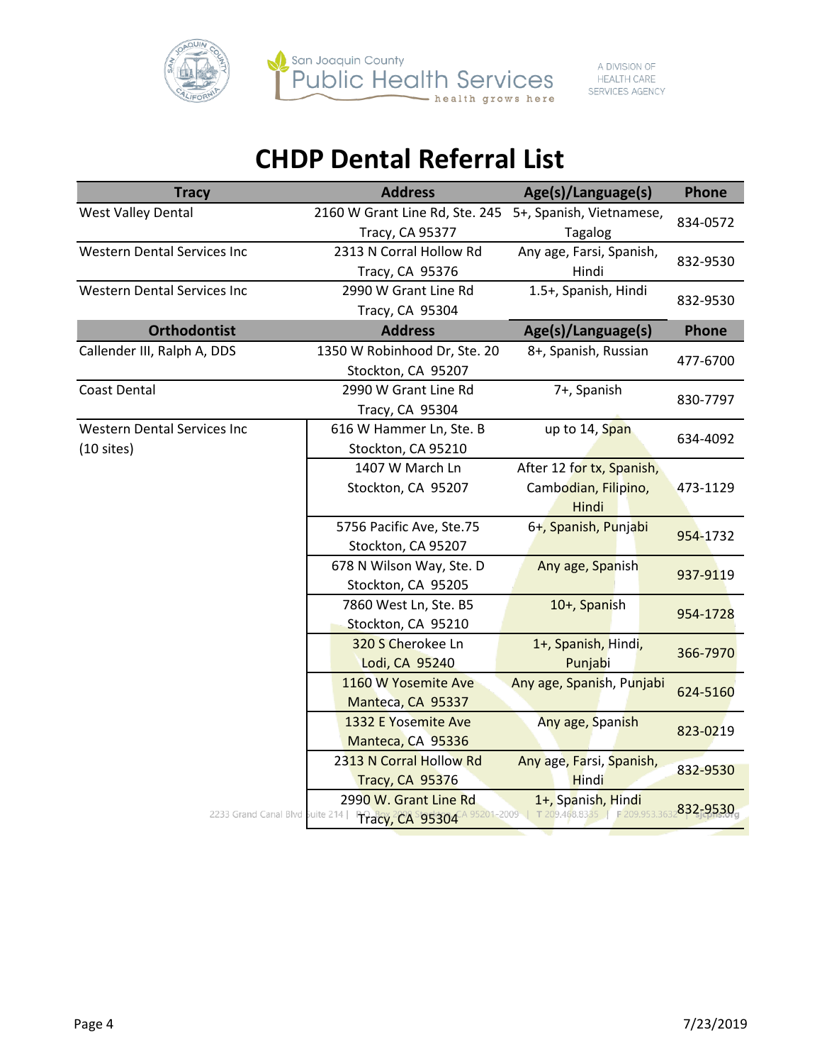# CHDP Dental Referral List

| Tracy | Address | Age(s)/Language(s) | Phone |
|---|---|---|---|
| West Valley Dental | 2160 W Grant Line Rd, Ste. 245 Tracy, CA 95377 | 5+, Spanish, Vietnamese, Tagalog | 834-0572 |
| Western Dental Services Inc | 2313 N Corral Hollow Rd Tracy, CA 95376 | Any age, Farsi, Spanish, Hindi | 832-9530 |
| Western Dental Services Inc | 2990 W Grant Line Rd Tracy, CA 95304 | 1.5+, Spanish, Hindi | 832-9530 |
| **Orthodontist** | **Address** | **Age(s)/Language(s)** | **Phone** |
| Callender III, Ralph A, DDS | 1350 W Robinhood Dr, Ste. 20 Stockton, CA 95207 | 8+, Spanish, Russian | 477-6700 |
| Coast Dental | 2990 W Grant Line Rd Tracy, CA 95304 | 7+, Spanish | 830-7797 |
| Western Dental Services Inc (10 sites) | 616 W Hammer Ln, Ste. B Stockton, CA 95210 | up to 14, Span | 634-4092 |
| | 1407 W March Ln Stockton, CA 95207 | After 12 for tx, Spanish, Cambodian, Filipino, Hindi | 473-1129 |
| | 5756 Pacific Ave, Ste.75 Stockton, CA 95207 | 6+, Spanish, Punjabi | 954-1732 |
| | 678 N Wilson Way, Ste. D Stockton, CA 95205 | Any age, Spanish | 937-9119 |
| | 7860 West Ln, Ste. B5 Stockton, CA 95210 | 10+, Spanish | 954-1728 |
| | 320 S Cherokee Ln Lodi, CA 95240 | 1+, Spanish, Hindi, Punjabi | 366-7970 |
| | 1160 W Yosemite Ave Manteca, CA 95337 | Any age, Spanish, Punjabi | 624-5160 |
| | 1332 E Yosemite Ave Manteca, CA 95336 | Any age, Spanish | 823-0219 |
| | 2313 N Corral Hollow Rd Tracy, CA 95376 | Any age, Farsi, Spanish, Hindi | 832-9530 |
| | 2990 W. Grant Line Rd Tracy, CA 95304 | 1+, Spanish, Hindi | 832-9530 |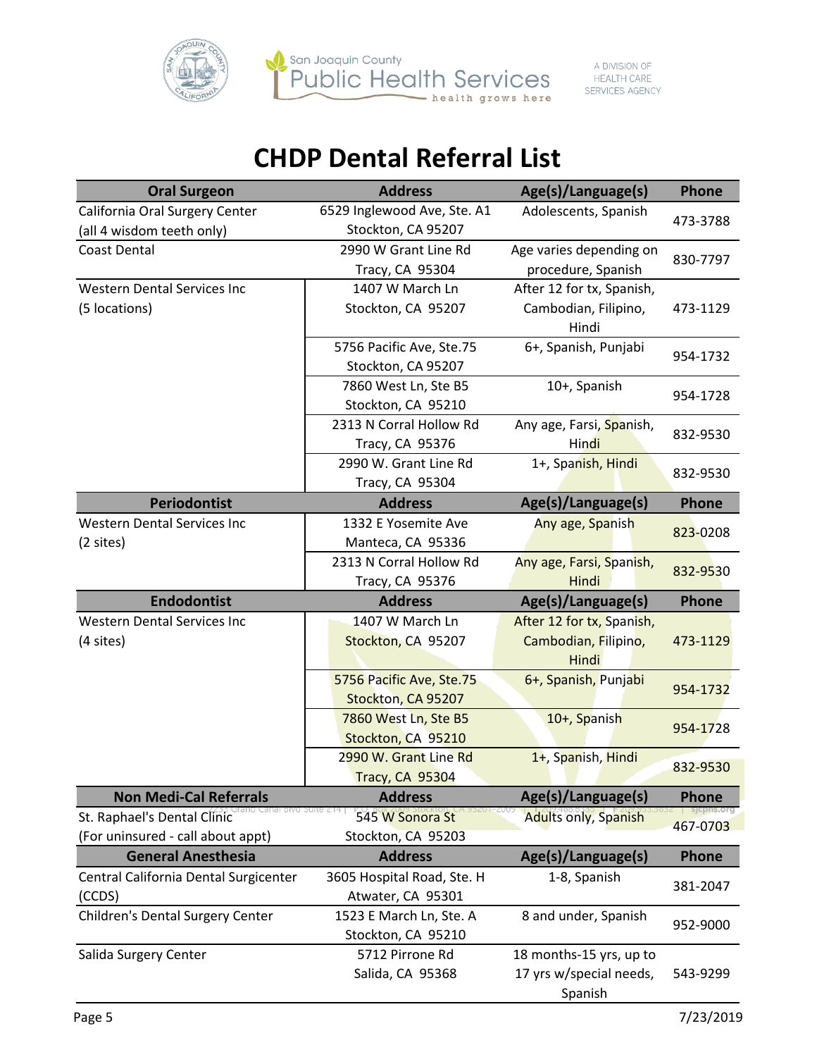San Joaquin County Public Health Services — health grows here

A DIVISION OF HEALTH CARE SERVICES AGENCY

# CHDP Dental Referral List

| Oral Surgeon | Address | Age(s)/Language(s) | Phone |
|---|---|---|---|
| California Oral Surgery Center (all 4 wisdom teeth only) | 6529 Inglewood Ave, Ste. A1 Stockton, CA 95207 | Adolescents, Spanish | 473-3788 |
| Coast Dental | 2990 W Grant Line Rd Tracy, CA 95304 | Age varies depending on procedure, Spanish | 830-7797 |
| Western Dental Services Inc (5 locations) | 1407 W March Ln Stockton, CA 95207 | After 12 for tx, Spanish, Cambodian, Filipino, Hindi | 473-1129 |
| | 5756 Pacific Ave, Ste.75 Stockton, CA 95207 | 6+, Spanish, Punjabi | 954-1732 |
| | 7860 West Ln, Ste B5 Stockton, CA 95210 | 10+, Spanish | 954-1728 |
| | 2313 N Corral Hollow Rd Tracy, CA 95376 | Any age, Farsi, Spanish, Hindi | 832-9530 |
| | 2990 W. Grant Line Rd Tracy, CA 95304 | 1+, Spanish, Hindi | 832-9530 |
| **Periodontist** | **Address** | **Age(s)/Language(s)** | **Phone** |
| Western Dental Services Inc (2 sites) | 1332 E Yosemite Ave Manteca, CA 95336 | Any age, Spanish | 823-0208 |
| | 2313 N Corral Hollow Rd Tracy, CA 95376 | Any age, Farsi, Spanish, Hindi | 832-9530 |
| **Endodontist** | **Address** | **Age(s)/Language(s)** | **Phone** |
| Western Dental Services Inc (4 sites) | 1407 W March Ln Stockton, CA 95207 | After 12 for tx, Spanish, Cambodian, Filipino, Hindi | 473-1129 |
| | 5756 Pacific Ave, Ste.75 Stockton, CA 95207 | 6+, Spanish, Punjabi | 954-1732 |
| | 7860 West Ln, Ste B5 Stockton, CA 95210 | 10+, Spanish | 954-1728 |
| | 2990 W. Grant Line Rd Tracy, CA 95304 | 1+, Spanish, Hindi | 832-9530 |
| **Non Medi-Cal Referrals** | **Address** | **Age(s)/Language(s)** | **Phone** |
| St. Raphael's Dental Clinic (For uninsured - call about appt) | 545 W Sonora St Stockton, CA 95203 | Adults only, Spanish | 467-0703 |
| **General Anesthesia** | **Address** | **Age(s)/Language(s)** | **Phone** |
| Central California Dental Surgicenter (CCDS) | 3605 Hospital Road, Ste. H Atwater, CA 95301 | 1-8, Spanish | 381-2047 |
| Children's Dental Surgery Center | 1523 E March Ln, Ste. A Stockton, CA 95210 | 8 and under, Spanish | 952-9000 |
| Salida Surgery Center | 5712 Pirrone Rd Salida, CA 95368 | 18 months-15 yrs, up to 17 yrs w/special needs, Spanish | 543-9299 |

7/23/2019